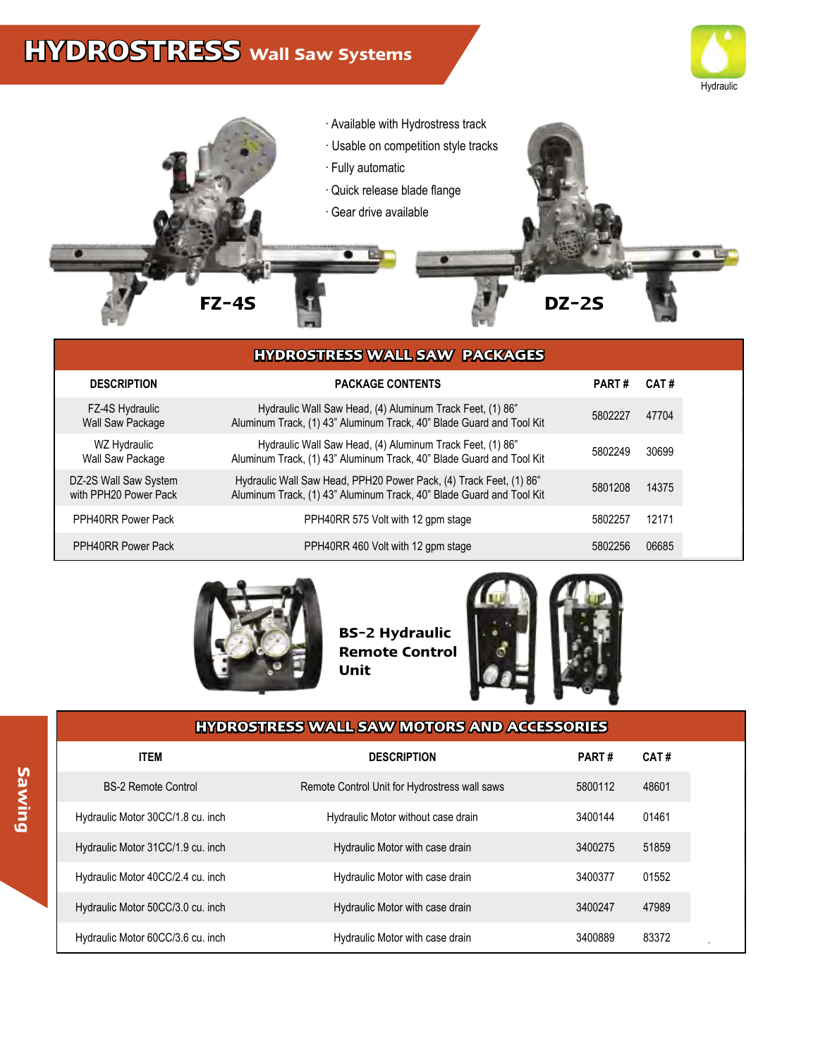# HYDROSTRESS Wall Saw Systems

Hydraulic

- Available with Hydrostress track
- Usable on competition style tracks
- Fully automatic
- Quick release blade flange
- Gear drive available

FZ-4S

DZ-2S

## HYDROSTRESS WALL SAW PACKAGES

| DESCRIPTION | PACKAGE CONTENTS | PART # | CAT # |
|---|---|---|---|
| FZ-4S Hydraulic Wall Saw Package | Hydraulic Wall Saw Head, (4) Aluminum Track Feet, (1) 86" Aluminum Track, (1) 43" Aluminum Track, 40" Blade Guard and Tool Kit | 5802227 | 47704 |
| WZ Hydraulic Wall Saw Package | Hydraulic Wall Saw Head, (4) Aluminum Track Feet, (1) 86" Aluminum Track, (1) 43" Aluminum Track, 40" Blade Guard and Tool Kit | 5802249 | 30699 |
| DZ-2S Wall Saw System with PPH20 Power Pack | Hydraulic Wall Saw Head, PPH20 Power Pack, (4) Track Feet, (1) 86" Aluminum Track, (1) 43" Aluminum Track, 40" Blade Guard and Tool Kit | 5801208 | 14375 |
| PPH40RR Power Pack | PPH40RR 575 Volt with 12 gpm stage | 5802257 | 12171 |
| PPH40RR Power Pack | PPH40RR 460 Volt with 12 gpm stage | 5802256 | 06685 |

**BS-2 Hydraulic Remote Control Unit**

## HYDROSTRESS WALL SAW MOTORS AND ACCESSORIES

| ITEM | DESCRIPTION | PART # | CAT # |
|---|---|---|---|
| BS-2 Remote Control | Remote Control Unit for Hydrostress wall saws | 5800112 | 48601 |
| Hydraulic Motor 30CC/1.8 cu. inch | Hydraulic Motor without case drain | 3400144 | 01461 |
| Hydraulic Motor 31CC/1.9 cu. inch | Hydraulic Motor with case drain | 3400275 | 51859 |
| Hydraulic Motor 40CC/2.4 cu. inch | Hydraulic Motor with case drain | 3400377 | 01552 |
| Hydraulic Motor 50CC/3.0 cu. inch | Hydraulic Motor with case drain | 3400247 | 47989 |
| Hydraulic Motor 60CC/3.6 cu. inch | Hydraulic Motor with case drain | 3400889 | 83372 |

Sawing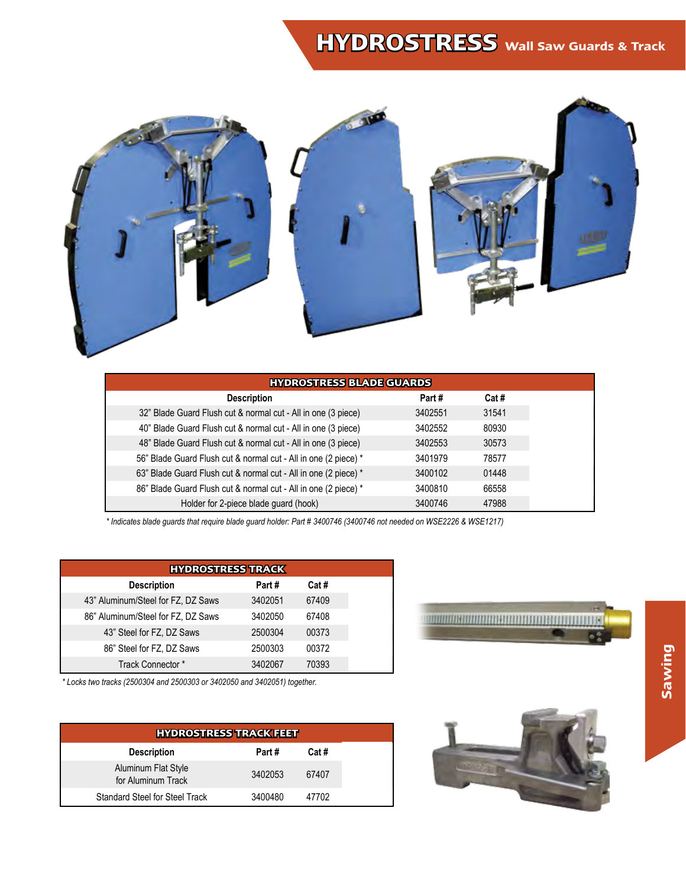# HYDROSTRESS Wall Saw Guards & Track

| HYDROSTRESS BLADE GUARDS | | |
|---|---|---|
| **Description** | **Part #** | **Cat #** |
| 32" Blade Guard Flush cut & normal cut - All in one (3 piece) | 3402551 | 31541 |
| 40" Blade Guard Flush cut & normal cut - All in one (3 piece) | 3402552 | 80930 |
| 48" Blade Guard Flush cut & normal cut - All in one (3 piece) | 3402553 | 30573 |
| 56" Blade Guard Flush cut & normal cut - All in one (2 piece) * | 3401979 | 78577 |
| 63" Blade Guard Flush cut & normal cut - All in one (2 piece) * | 3400102 | 01448 |
| 86" Blade Guard Flush cut & normal cut - All in one (2 piece) * | 3400810 | 66558 |
| Holder for 2-piece blade guard (hook) | 3400746 | 47988 |

*\* Indicates blade guards that require blade guard holder: Part # 3400746 (3400746 not needed on WSE2226 & WSE1217)*

| HYDROSTRESS TRACK | | |
|---|---|---|
| **Description** | **Part #** | **Cat #** |
| 43" Aluminum/Steel for FZ, DZ Saws | 3402051 | 67409 |
| 86" Aluminum/Steel for FZ, DZ Saws | 3402050 | 67408 |
| 43" Steel for FZ, DZ Saws | 2500304 | 00373 |
| 86" Steel for FZ, DZ Saws | 2500303 | 00372 |
| Track Connector * | 3402067 | 70393 |

*\* Locks two tracks (2500304 and 2500303 or 3402050 and 3402051) together.*

| HYDROSTRESS TRACK FEET | | |
|---|---|---|
| **Description** | **Part #** | **Cat #** |
| Aluminum Flat Style for Aluminum Track | 3402053 | 67407 |
| Standard Steel for Steel Track | 3400480 | 47702 |

Sawing